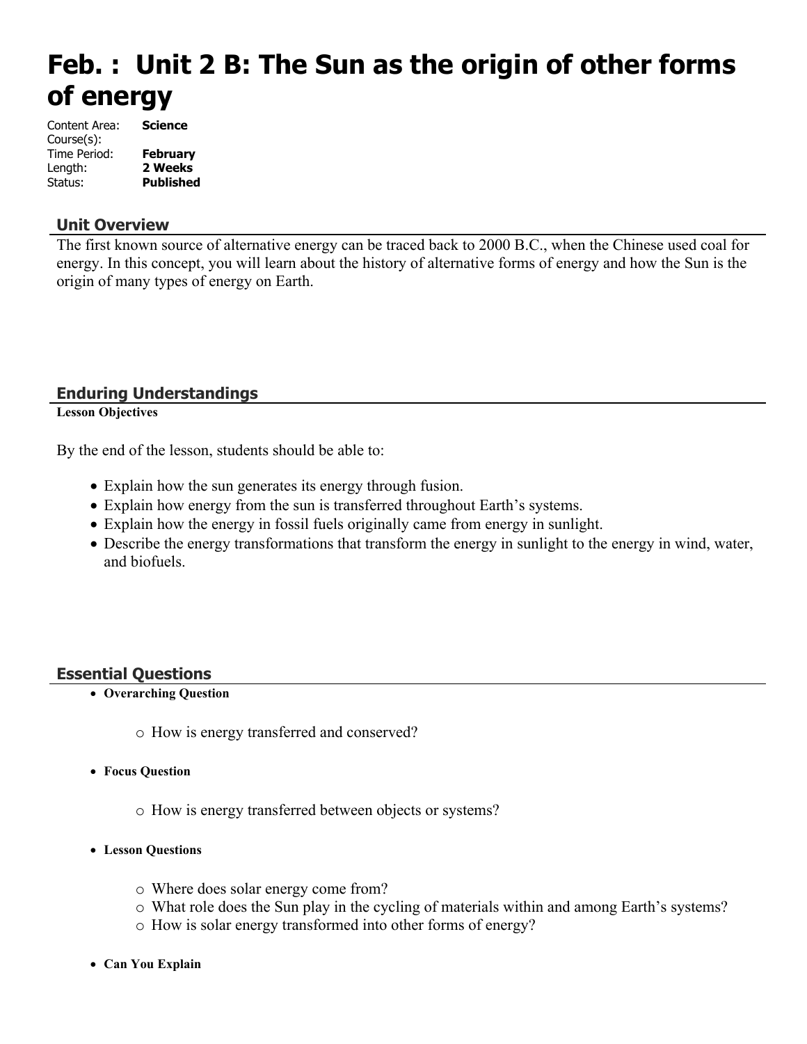# Feb. : Unit 2 B: The Sun as the origin of other forms of energy

Content Area: **Science**
Course(s):
Time Period: **February**
Length: **2 Weeks**
Status: **Published**

## Unit Overview

The first known source of alternative energy can be traced back to 2000 B.C., when the Chinese used coal for energy. In this concept, you will learn about the history of alternative forms of energy and how the Sun is the origin of many types of energy on Earth.

## Enduring Understandings

**Lesson Objectives**

By the end of the lesson, students should be able to:

- Explain how the sun generates its energy through fusion.
- Explain how energy from the sun is transferred throughout Earth's systems.
- Explain how the energy in fossil fuels originally came from energy in sunlight.
- Describe the energy transformations that transform the energy in sunlight to the energy in wind, water, and biofuels.

## Essential Questions

- **Overarching Question**
  - o How is energy transferred and conserved?
- **Focus Question**
  - o How is energy transferred between objects or systems?
- **Lesson Questions**
  - o Where does solar energy come from?
  - o What role does the Sun play in the cycling of materials within and among Earth's systems?
  - o How is solar energy transformed into other forms of energy?
- **Can You Explain**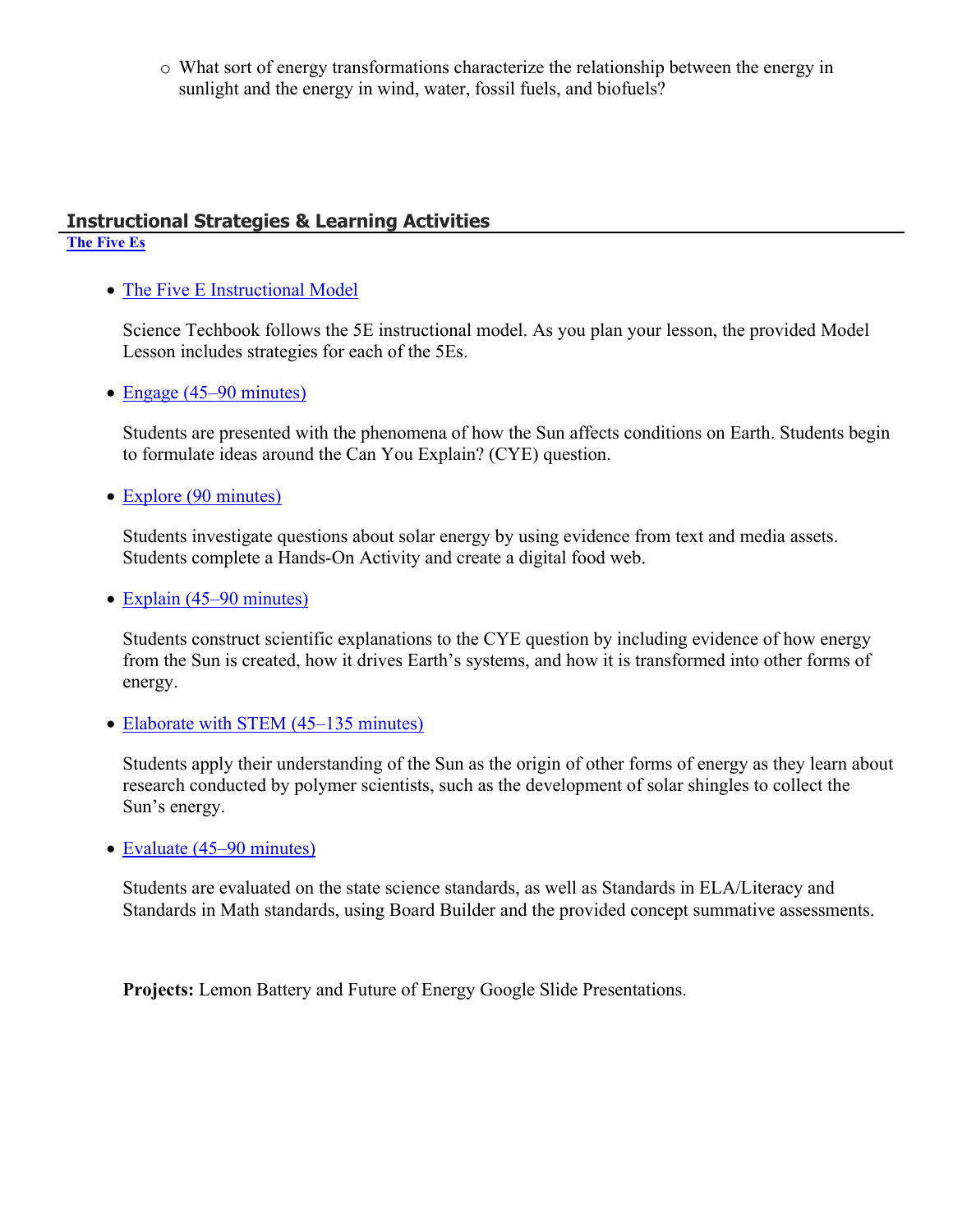- What sort of energy transformations characterize the relationship between the energy in sunlight and the energy in wind, water, fossil fuels, and biofuels?

## Instructional Strategies & Learning Activities

**The Five Es**

- The Five E Instructional Model

  Science Techbook follows the 5E instructional model. As you plan your lesson, the provided Model Lesson includes strategies for each of the 5Es.

- Engage (45–90 minutes)

  Students are presented with the phenomena of how the Sun affects conditions on Earth. Students begin to formulate ideas around the Can You Explain? (CYE) question.

- Explore (90 minutes)

  Students investigate questions about solar energy by using evidence from text and media assets. Students complete a Hands-On Activity and create a digital food web.

- Explain (45–90 minutes)

  Students construct scientific explanations to the CYE question by including evidence of how energy from the Sun is created, how it drives Earth's systems, and how it is transformed into other forms of energy.

- Elaborate with STEM (45–135 minutes)

  Students apply their understanding of the Sun as the origin of other forms of energy as they learn about research conducted by polymer scientists, such as the development of solar shingles to collect the Sun's energy.

- Evaluate (45–90 minutes)

  Students are evaluated on the state science standards, as well as Standards in ELA/Literacy and Standards in Math standards, using Board Builder and the provided concept summative assessments.

**Projects:** Lemon Battery and Future of Energy Google Slide Presentations.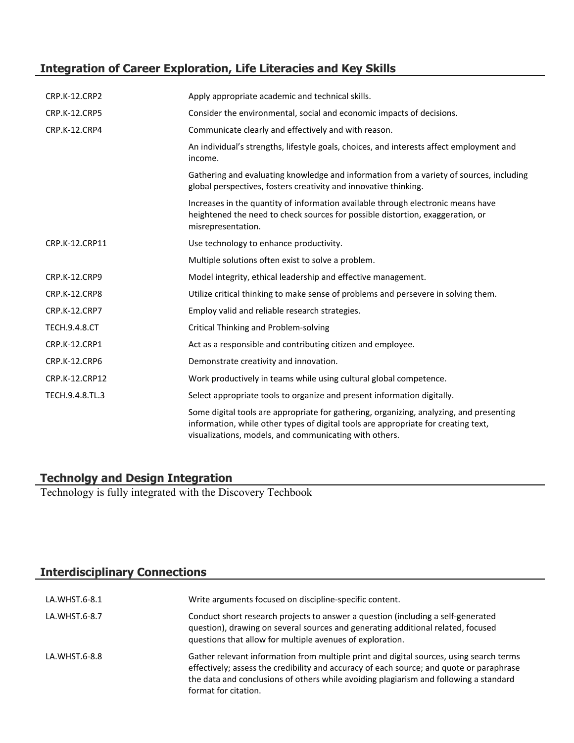## Integration of Career Exploration, Life Literacies and Key Skills

| | |
|---|---|
| CRP.K-12.CRP2 | Apply appropriate academic and technical skills. |
| CRP.K-12.CRP5 | Consider the environmental, social and economic impacts of decisions. |
| CRP.K-12.CRP4 | Communicate clearly and effectively and with reason. |
| | An individual's strengths, lifestyle goals, choices, and interests affect employment and income. |
| | Gathering and evaluating knowledge and information from a variety of sources, including global perspectives, fosters creativity and innovative thinking. |
| | Increases in the quantity of information available through electronic means have heightened the need to check sources for possible distortion, exaggeration, or misrepresentation. |
| CRP.K-12.CRP11 | Use technology to enhance productivity. |
| | Multiple solutions often exist to solve a problem. |
| CRP.K-12.CRP9 | Model integrity, ethical leadership and effective management. |
| CRP.K-12.CRP8 | Utilize critical thinking to make sense of problems and persevere in solving them. |
| CRP.K-12.CRP7 | Employ valid and reliable research strategies. |
| TECH.9.4.8.CT | Critical Thinking and Problem-solving |
| CRP.K-12.CRP1 | Act as a responsible and contributing citizen and employee. |
| CRP.K-12.CRP6 | Demonstrate creativity and innovation. |
| CRP.K-12.CRP12 | Work productively in teams while using cultural global competence. |
| TECH.9.4.8.TL.3 | Select appropriate tools to organize and present information digitally. |
| | Some digital tools are appropriate for gathering, organizing, analyzing, and presenting information, while other types of digital tools are appropriate for creating text, visualizations, models, and communicating with others. |

## Technolgy and Design Integration

Technology is fully integrated with the Discovery Techbook

## Interdisciplinary Connections

| | |
|---|---|
| LA.WHST.6-8.1 | Write arguments focused on discipline-specific content. |
| LA.WHST.6-8.7 | Conduct short research projects to answer a question (including a self-generated question), drawing on several sources and generating additional related, focused questions that allow for multiple avenues of exploration. |
| LA.WHST.6-8.8 | Gather relevant information from multiple print and digital sources, using search terms effectively; assess the credibility and accuracy of each source; and quote or paraphrase the data and conclusions of others while avoiding plagiarism and following a standard format for citation. |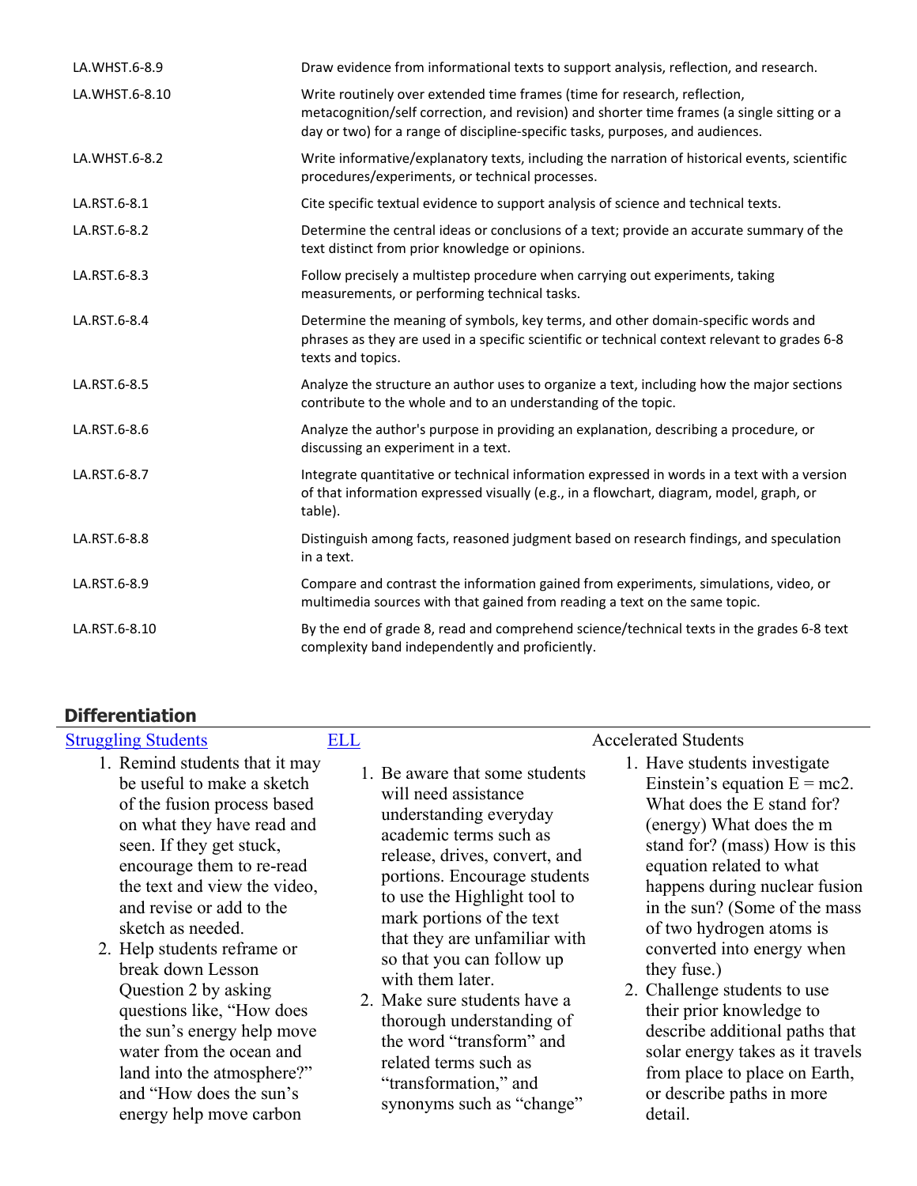| | |
|---|---|
| LA.WHST.6-8.9 | Draw evidence from informational texts to support analysis, reflection, and research. |
| LA.WHST.6-8.10 | Write routinely over extended time frames (time for research, reflection, metacognition/self correction, and revision) and shorter time frames (a single sitting or a day or two) for a range of discipline-specific tasks, purposes, and audiences. |
| LA.WHST.6-8.2 | Write informative/explanatory texts, including the narration of historical events, scientific procedures/experiments, or technical processes. |
| LA.RST.6-8.1 | Cite specific textual evidence to support analysis of science and technical texts. |
| LA.RST.6-8.2 | Determine the central ideas or conclusions of a text; provide an accurate summary of the text distinct from prior knowledge or opinions. |
| LA.RST.6-8.3 | Follow precisely a multistep procedure when carrying out experiments, taking measurements, or performing technical tasks. |
| LA.RST.6-8.4 | Determine the meaning of symbols, key terms, and other domain-specific words and phrases as they are used in a specific scientific or technical context relevant to grades 6-8 texts and topics. |
| LA.RST.6-8.5 | Analyze the structure an author uses to organize a text, including how the major sections contribute to the whole and to an understanding of the topic. |
| LA.RST.6-8.6 | Analyze the author's purpose in providing an explanation, describing a procedure, or discussing an experiment in a text. |
| LA.RST.6-8.7 | Integrate quantitative or technical information expressed in words in a text with a version of that information expressed visually (e.g., in a flowchart, diagram, model, graph, or table). |
| LA.RST.6-8.8 | Distinguish among facts, reasoned judgment based on research findings, and speculation in a text. |
| LA.RST.6-8.9 | Compare and contrast the information gained from experiments, simulations, video, or multimedia sources with that gained from reading a text on the same topic. |
| LA.RST.6-8.10 | By the end of grade 8, read and comprehend science/technical texts in the grades 6-8 text complexity band independently and proficiently. |

## Differentiation

**Struggling Students**

1. Remind students that it may be useful to make a sketch of the fusion process based on what they have read and seen. If they get stuck, encourage them to re-read the text and view the video, and revise or add to the sketch as needed.
2. Help students reframe or break down Lesson Question 2 by asking questions like, “How does the sun’s energy help move water from the ocean and land into the atmosphere?” and “How does the sun’s energy help move carbon

**ELL**

1. Be aware that some students will need assistance understanding everyday academic terms such as release, drives, convert, and portions. Encourage students to use the Highlight tool to mark portions of the text that they are unfamiliar with so that you can follow up with them later.
2. Make sure students have a thorough understanding of the word “transform” and related terms such as “transformation,” and synonyms such as “change”

**Accelerated Students**

1. Have students investigate Einstein’s equation E = mc2. What does the E stand for? (energy) What does the m stand for? (mass) How is this equation related to what happens during nuclear fusion in the sun? (Some of the mass of two hydrogen atoms is converted into energy when they fuse.)
2. Challenge students to use their prior knowledge to describe additional paths that solar energy takes as it travels from place to place on Earth, or describe paths in more detail.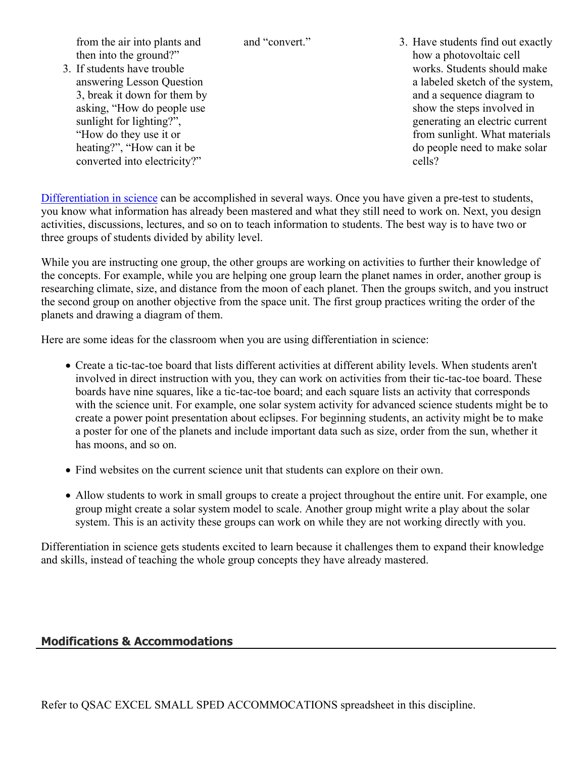| | | |
|---|---|---|
| from the air into plants and then into the ground?"<br>3. If students have trouble answering Lesson Question 3, break it down for them by asking, "How do people use sunlight for lighting?", "How do they use it or heating?", "How can it be converted into electricity?" | and "convert." | 3. Have students find out exactly how a photovoltaic cell works. Students should make a labeled sketch of the system, and a sequence diagram to show the steps involved in generating an electric current from sunlight. What materials do people need to make solar cells? |

Differentiation in science can be accomplished in several ways. Once you have given a pre-test to students, you know what information has already been mastered and what they still need to work on. Next, you design activities, discussions, lectures, and so on to teach information to students. The best way is to have two or three groups of students divided by ability level.

While you are instructing one group, the other groups are working on activities to further their knowledge of the concepts. For example, while you are helping one group learn the planet names in order, another group is researching climate, size, and distance from the moon of each planet. Then the groups switch, and you instruct the second group on another objective from the space unit. The first group practices writing the order of the planets and drawing a diagram of them.

Here are some ideas for the classroom when you are using differentiation in science:

- Create a tic-tac-toe board that lists different activities at different ability levels. When students aren't involved in direct instruction with you, they can work on activities from their tic-tac-toe board. These boards have nine squares, like a tic-tac-toe board; and each square lists an activity that corresponds with the science unit. For example, one solar system activity for advanced science students might be to create a power point presentation about eclipses. For beginning students, an activity might be to make a poster for one of the planets and include important data such as size, order from the sun, whether it has moons, and so on.
- Find websites on the current science unit that students can explore on their own.
- Allow students to work in small groups to create a project throughout the entire unit. For example, one group might create a solar system model to scale. Another group might write a play about the solar system. This is an activity these groups can work on while they are not working directly with you.

Differentiation in science gets students excited to learn because it challenges them to expand their knowledge and skills, instead of teaching the whole group concepts they have already mastered.

## Modifications & Accommodations

Refer to QSAC EXCEL SMALL SPED ACCOMMOCATIONS spreadsheet in this discipline.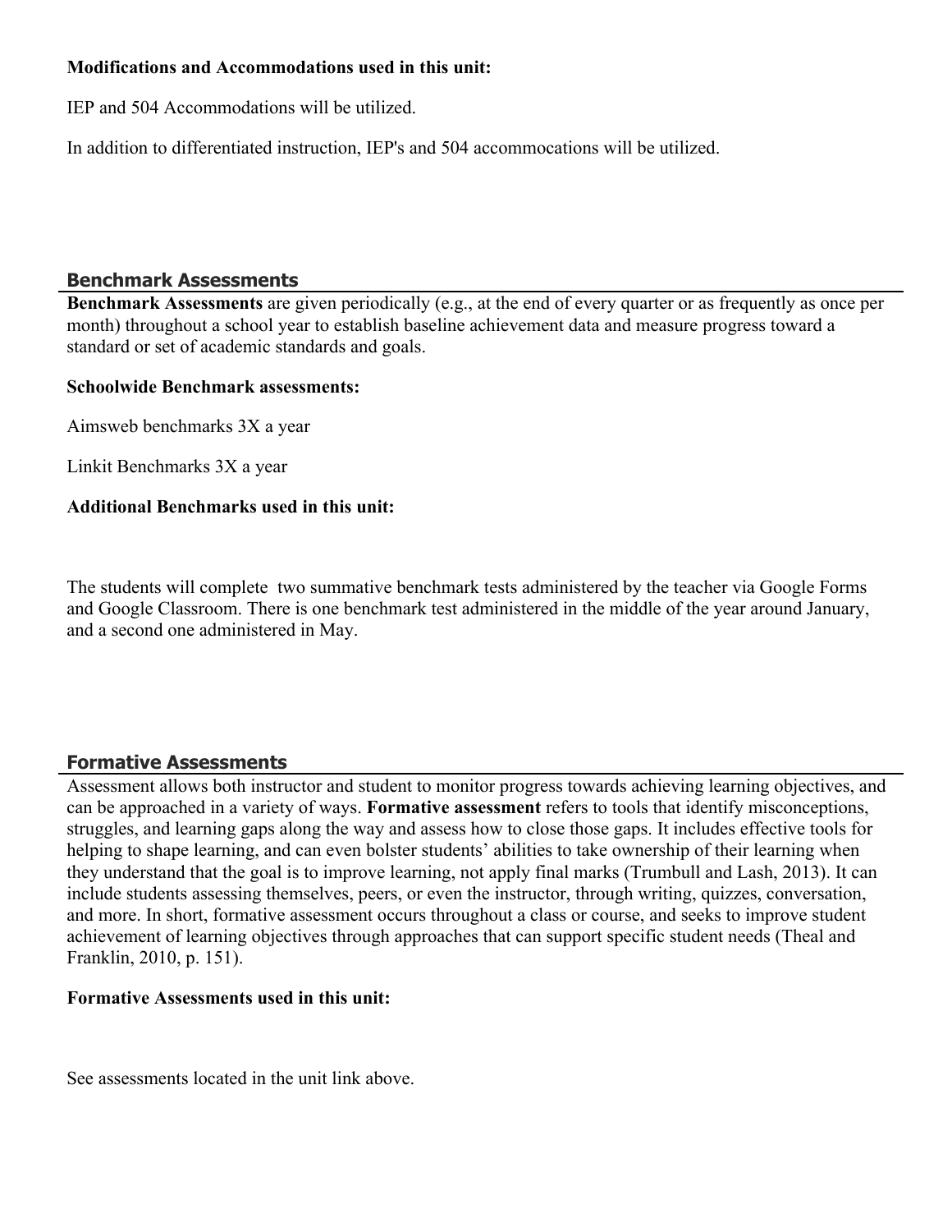**Modifications and Accommodations used in this unit:**

IEP and 504 Accommodations will be utilized.

In addition to differentiated instruction, IEP's and 504 accommocations will be utilized.

## Benchmark Assessments

**Benchmark Assessments** are given periodically (e.g., at the end of every quarter or as frequently as once per month) throughout a school year to establish baseline achievement data and measure progress toward a standard or set of academic standards and goals.

**Schoolwide Benchmark assessments:**

Aimsweb benchmarks 3X a year

Linkit Benchmarks 3X a year

**Additional Benchmarks used in this unit:**

The students will complete two summative benchmark tests administered by the teacher via Google Forms and Google Classroom. There is one benchmark test administered in the middle of the year around January, and a second one administered in May.

## Formative Assessments

Assessment allows both instructor and student to monitor progress towards achieving learning objectives, and can be approached in a variety of ways. **Formative assessment** refers to tools that identify misconceptions, struggles, and learning gaps along the way and assess how to close those gaps. It includes effective tools for helping to shape learning, and can even bolster students' abilities to take ownership of their learning when they understand that the goal is to improve learning, not apply final marks (Trumbull and Lash, 2013). It can include students assessing themselves, peers, or even the instructor, through writing, quizzes, conversation, and more. In short, formative assessment occurs throughout a class or course, and seeks to improve student achievement of learning objectives through approaches that can support specific student needs (Theal and Franklin, 2010, p. 151).

**Formative Assessments used in this unit:**

See assessments located in the unit link above.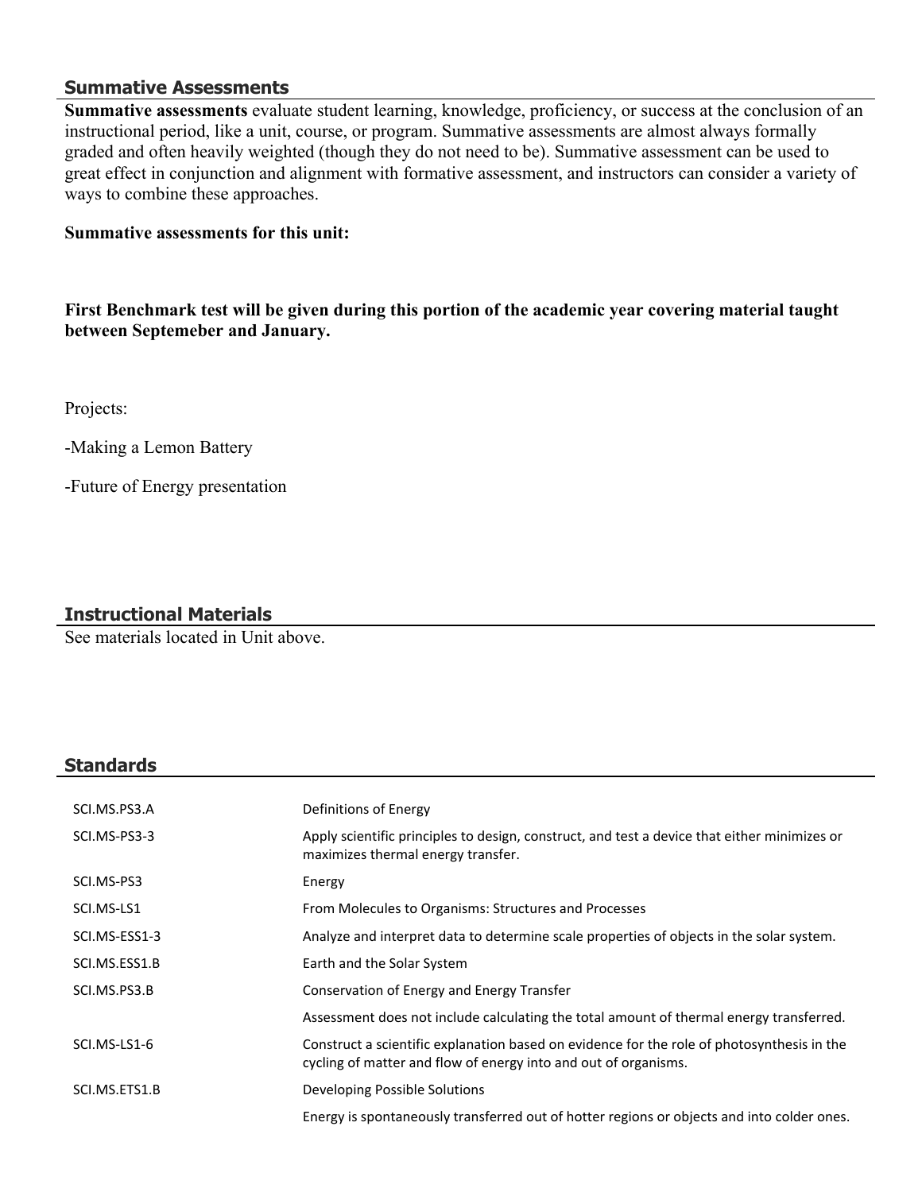## Summative Assessments

**Summative assessments** evaluate student learning, knowledge, proficiency, or success at the conclusion of an instructional period, like a unit, course, or program. Summative assessments are almost always formally graded and often heavily weighted (though they do not need to be). Summative assessment can be used to great effect in conjunction and alignment with formative assessment, and instructors can consider a variety of ways to combine these approaches.

**Summative assessments for this unit:**

**First Benchmark test will be given during this portion of the academic year covering material taught between Septemeber and January.**

Projects:

-Making a Lemon Battery

-Future of Energy presentation

## Instructional Materials

See materials located in Unit above.

## Standards

| | |
|---|---|
| SCI.MS.PS3.A | Definitions of Energy |
| SCI.MS-PS3-3 | Apply scientific principles to design, construct, and test a device that either minimizes or maximizes thermal energy transfer. |
| SCI.MS-PS3 | Energy |
| SCI.MS-LS1 | From Molecules to Organisms: Structures and Processes |
| SCI.MS-ESS1-3 | Analyze and interpret data to determine scale properties of objects in the solar system. |
| SCI.MS.ESS1.B | Earth and the Solar System |
| SCI.MS.PS3.B | Conservation of Energy and Energy Transfer |
| | Assessment does not include calculating the total amount of thermal energy transferred. |
| SCI.MS-LS1-6 | Construct a scientific explanation based on evidence for the role of photosynthesis in the cycling of matter and flow of energy into and out of organisms. |
| SCI.MS.ETS1.B | Developing Possible Solutions |
| | Energy is spontaneously transferred out of hotter regions or objects and into colder ones. |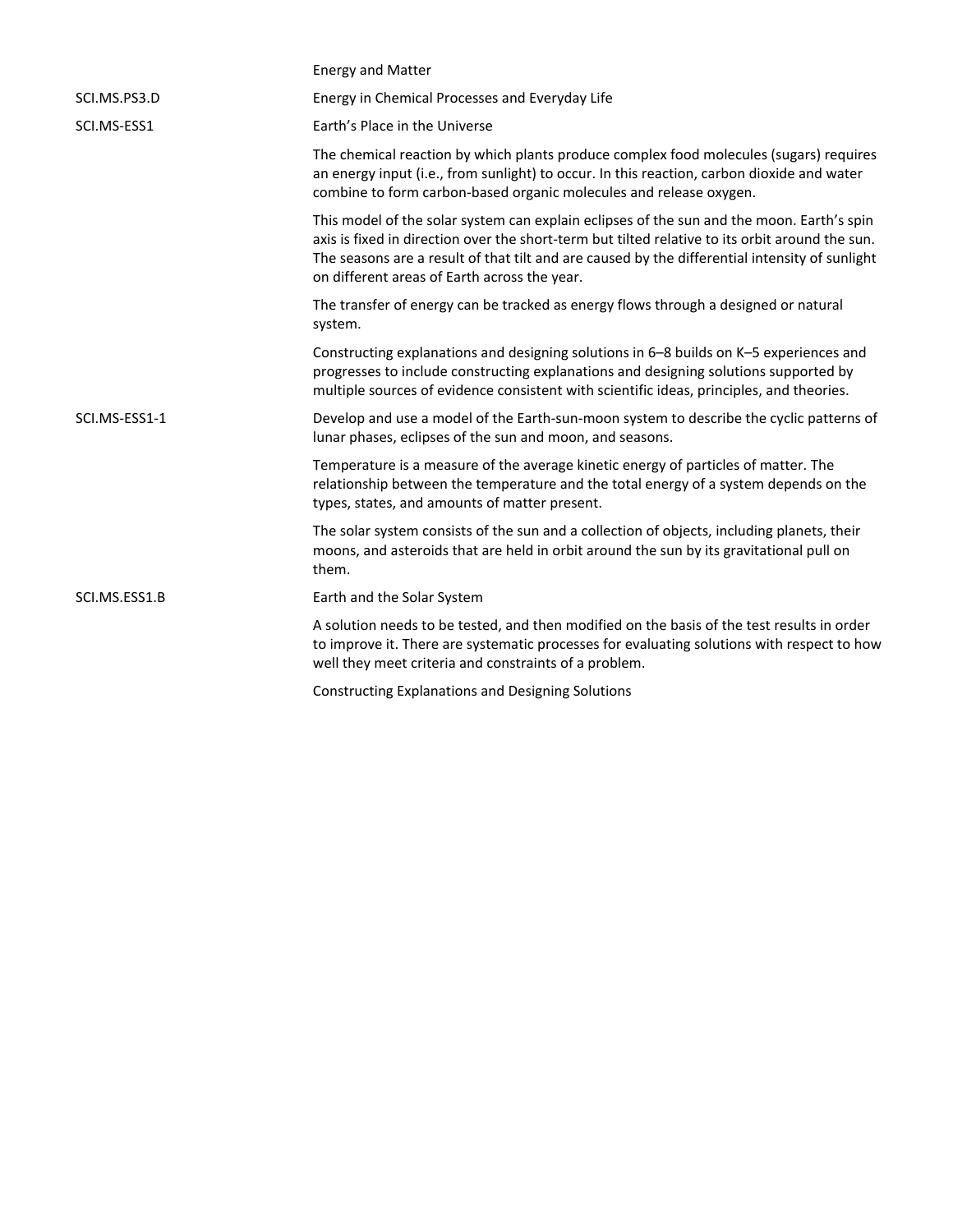| | |
|---|---|
| | Energy and Matter |
| SCI.MS.PS3.D | Energy in Chemical Processes and Everyday Life |
| SCI.MS-ESS1 | Earth's Place in the Universe |
| | The chemical reaction by which plants produce complex food molecules (sugars) requires an energy input (i.e., from sunlight) to occur. In this reaction, carbon dioxide and water combine to form carbon-based organic molecules and release oxygen. |
| | This model of the solar system can explain eclipses of the sun and the moon. Earth's spin axis is fixed in direction over the short-term but tilted relative to its orbit around the sun. The seasons are a result of that tilt and are caused by the differential intensity of sunlight on different areas of Earth across the year. |
| | The transfer of energy can be tracked as energy flows through a designed or natural system. |
| | Constructing explanations and designing solutions in 6–8 builds on K–5 experiences and progresses to include constructing explanations and designing solutions supported by multiple sources of evidence consistent with scientific ideas, principles, and theories. |
| SCI.MS-ESS1-1 | Develop and use a model of the Earth-sun-moon system to describe the cyclic patterns of lunar phases, eclipses of the sun and moon, and seasons. |
| | Temperature is a measure of the average kinetic energy of particles of matter. The relationship between the temperature and the total energy of a system depends on the types, states, and amounts of matter present. |
| | The solar system consists of the sun and a collection of objects, including planets, their moons, and asteroids that are held in orbit around the sun by its gravitational pull on them. |
| SCI.MS.ESS1.B | Earth and the Solar System |
| | A solution needs to be tested, and then modified on the basis of the test results in order to improve it. There are systematic processes for evaluating solutions with respect to how well they meet criteria and constraints of a problem. |
| | Constructing Explanations and Designing Solutions |